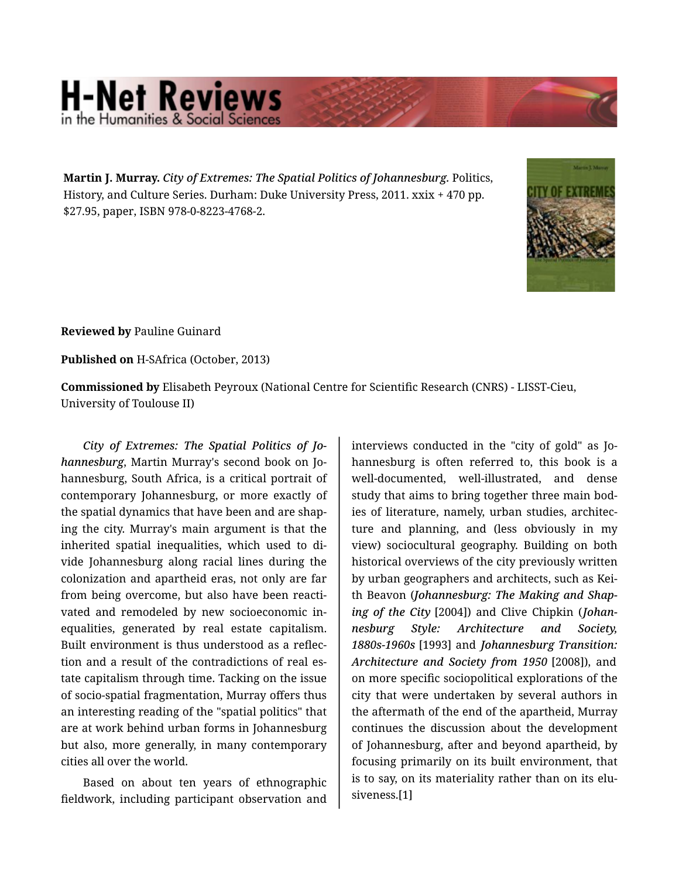**Martin J. Murray.** *City of Extremes: The Spatial Politics of Johannesburg.* Politics, History, and Culture Series. Durham: Duke University Press, 2011. xxix + 470 pp. $27.95, paper, ISBN 978-0-8223-4768-2.

**Reviewed by** Pauline Guinard

**Published on** H-SAfrica (October, 2013)

**Commissioned by** Elisabeth Peyroux (National Centre for Scientific Research (CNRS) - LISST-Cieu, University of Toulouse II)

***City of Extremes: The Spatial Politics of Johannesburg***, Martin Murray's second book on Johannesburg, South Africa, is a critical portrait of contemporary Johannesburg, or more exactly of the spatial dynamics that have been and are shaping the city. Murray's main argument is that the inherited spatial inequalities, which used to divide Johannesburg along racial lines during the colonization and apartheid eras, not only are far from being overcome, but also have been reactivated and remodeled by new socioeconomic inequalities, generated by real estate capitalism. Built environment is thus understood as a reflection and a result of the contradictions of real estate capitalism through time. Tacking on the issue of socio-spatial fragmentation, Murray offers thus an interesting reading of the "spatial politics" that are at work behind urban forms in Johannesburg but also, more generally, in many contemporary cities all over the world.

Based on about ten years of ethnographic fieldwork, including participant observation and interviews conducted in the "city of gold" as Johannesburg is often referred to, this book is a well-documented, well-illustrated, and dense study that aims to bring together three main bodies of literature, namely, urban studies, architecture and planning, and (less obviously in my view) sociocultural geography. Building on both historical overviews of the city previously written by urban geographers and architects, such as Keith Beavon (***Johannesburg: The Making and Shaping of the City*** [2004]) and Clive Chipkin (***Johannesburg Style: Architecture and Society, 1880s-1960s*** [1993] and ***Johannesburg Transition: Architecture and Society from 1950*** [2008]), and on more specific sociopolitical explorations of the city that were undertaken by several authors in the aftermath of the end of the apartheid, Murray continues the discussion about the development of Johannesburg, after and beyond apartheid, by focusing primarily on its built environment, that is to say, on its materiality rather than on its elusiveness.[1]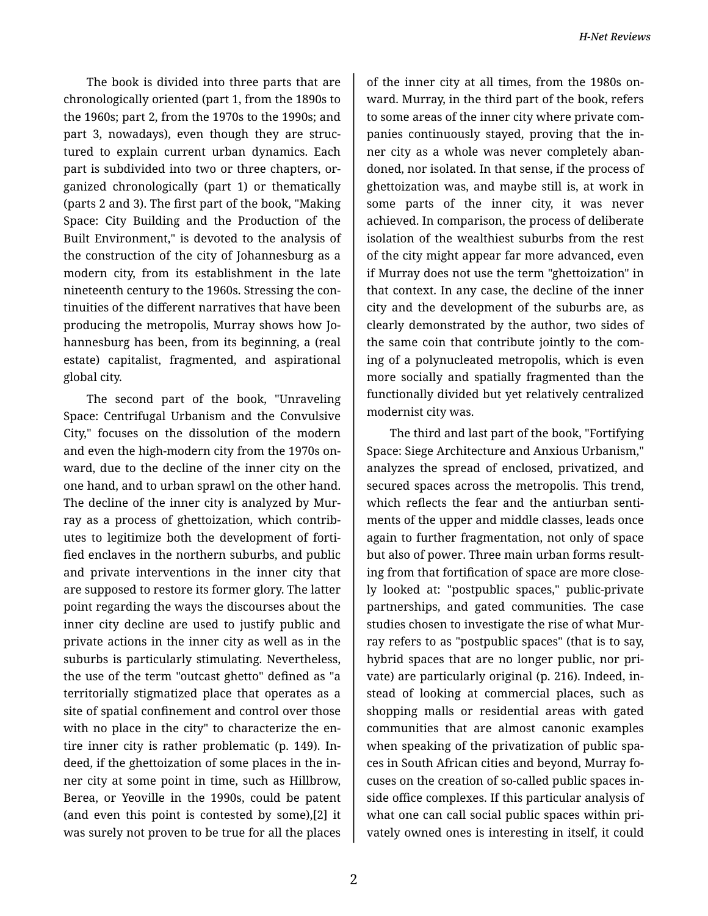The book is divided into three parts that are chronologically oriented (part 1, from the 1890s to the 1960s; part 2, from the 1970s to the 1990s; and part 3, nowadays), even though they are structured to explain current urban dynamics. Each part is subdivided into two or three chapters, organized chronologically (part 1) or thematically (parts 2 and 3). The first part of the book, "Making Space: City Building and the Production of the Built Environment," is devoted to the analysis of the construction of the city of Johannesburg as a modern city, from its establishment in the late nineteenth century to the 1960s. Stressing the continuities of the different narratives that have been producing the metropolis, Murray shows how Johannesburg has been, from its beginning, a (real estate) capitalist, fragmented, and aspirational global city.

The second part of the book, "Unraveling Space: Centrifugal Urbanism and the Convulsive City," focuses on the dissolution of the modern and even the high-modern city from the 1970s onward, due to the decline of the inner city on the one hand, and to urban sprawl on the other hand. The decline of the inner city is analyzed by Murray as a process of ghettoization, which contributes to legitimize both the development of fortified enclaves in the northern suburbs, and public and private interventions in the inner city that are supposed to restore its former glory. The latter point regarding the ways the discourses about the inner city decline are used to justify public and private actions in the inner city as well as in the suburbs is particularly stimulating. Nevertheless, the use of the term "outcast ghetto" defined as "a territorially stigmatized place that operates as a site of spatial confinement and control over those with no place in the city" to characterize the entire inner city is rather problematic (p. 149). Indeed, if the ghettoization of some places in the inner city at some point in time, such as Hillbrow, Berea, or Yeoville in the 1990s, could be patent (and even this point is contested by some),[2] it was surely not proven to be true for all the places of the inner city at all times, from the 1980s onward. Murray, in the third part of the book, refers to some areas of the inner city where private companies continuously stayed, proving that the inner city as a whole was never completely abandoned, nor isolated. In that sense, if the process of ghettoization was, and maybe still is, at work in some parts of the inner city, it was never achieved. In comparison, the process of deliberate isolation of the wealthiest suburbs from the rest of the city might appear far more advanced, even if Murray does not use the term "ghettoization" in that context. In any case, the decline of the inner city and the development of the suburbs are, as clearly demonstrated by the author, two sides of the same coin that contribute jointly to the coming of a polynucleated metropolis, which is even more socially and spatially fragmented than the functionally divided but yet relatively centralized modernist city was.

The third and last part of the book, "Fortifying Space: Siege Architecture and Anxious Urbanism," analyzes the spread of enclosed, privatized, and secured spaces across the metropolis. This trend, which reflects the fear and the antiurban sentiments of the upper and middle classes, leads once again to further fragmentation, not only of space but also of power. Three main urban forms resulting from that fortification of space are more closely looked at: "postpublic spaces," public-private partnerships, and gated communities. The case studies chosen to investigate the rise of what Murray refers to as "postpublic spaces" (that is to say, hybrid spaces that are no longer public, nor private) are particularly original (p. 216). Indeed, instead of looking at commercial places, such as shopping malls or residential areas with gated communities that are almost canonic examples when speaking of the privatization of public spaces in South African cities and beyond, Murray focuses on the creation of so-called public spaces inside office complexes. If this particular analysis of what one can call social public spaces within privately owned ones is interesting in itself, it could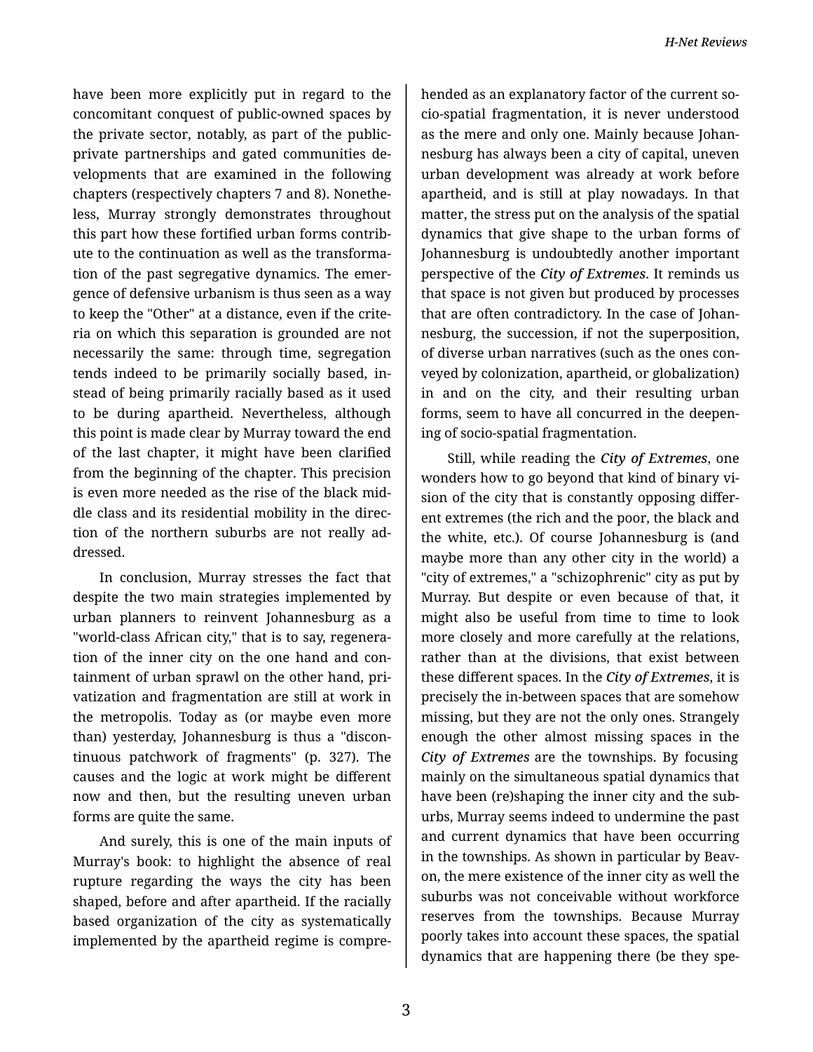have been more explicitly put in regard to the concomitant conquest of public-owned spaces by the private sector, notably, as part of the public-private partnerships and gated communities developments that are examined in the following chapters (respectively chapters 7 and 8). Nonetheless, Murray strongly demonstrates throughout this part how these fortified urban forms contribute to the continuation as well as the transformation of the past segregative dynamics. The emergence of defensive urbanism is thus seen as a way to keep the "Other" at a distance, even if the criteria on which this separation is grounded are not necessarily the same: through time, segregation tends indeed to be primarily socially based, instead of being primarily racially based as it used to be during apartheid. Nevertheless, although this point is made clear by Murray toward the end of the last chapter, it might have been clarified from the beginning of the chapter. This precision is even more needed as the rise of the black middle class and its residential mobility in the direction of the northern suburbs are not really addressed.

In conclusion, Murray stresses the fact that despite the two main strategies implemented by urban planners to reinvent Johannesburg as a "world-class African city," that is to say, regeneration of the inner city on the one hand and containment of urban sprawl on the other hand, privatization and fragmentation are still at work in the metropolis. Today as (or maybe even more than) yesterday, Johannesburg is thus a "discontinuous patchwork of fragments" (p. 327). The causes and the logic at work might be different now and then, but the resulting uneven urban forms are quite the same.

And surely, this is one of the main inputs of Murray's book: to highlight the absence of real rupture regarding the ways the city has been shaped, before and after apartheid. If the racially based organization of the city as systematically implemented by the apartheid regime is comprehended as an explanatory factor of the current socio-spatial fragmentation, it is never understood as the mere and only one. Mainly because Johannesburg has always been a city of capital, uneven urban development was already at work before apartheid, and is still at play nowadays. In that matter, the stress put on the analysis of the spatial dynamics that give shape to the urban forms of Johannesburg is undoubtedly another important perspective of the *City of Extremes*. It reminds us that space is not given but produced by processes that are often contradictory. In the case of Johannesburg, the succession, if not the superposition, of diverse urban narratives (such as the ones conveyed by colonization, apartheid, or globalization) in and on the city, and their resulting urban forms, seem to have all concurred in the deepening of socio-spatial fragmentation.

Still, while reading the *City of Extremes*, one wonders how to go beyond that kind of binary vision of the city that is constantly opposing different extremes (the rich and the poor, the black and the white, etc.). Of course Johannesburg is (and maybe more than any other city in the world) a "city of extremes," a "schizophrenic" city as put by Murray. But despite or even because of that, it might also be useful from time to time to look more closely and more carefully at the relations, rather than at the divisions, that exist between these different spaces. In the *City of Extremes*, it is precisely the in-between spaces that are somehow missing, but they are not the only ones. Strangely enough the other almost missing spaces in the *City of Extremes* are the townships. By focusing mainly on the simultaneous spatial dynamics that have been (re)shaping the inner city and the suburbs, Murray seems indeed to undermine the past and current dynamics that have been occurring in the townships. As shown in particular by Beavon, the mere existence of the inner city as well the suburbs was not conceivable without workforce reserves from the townships. Because Murray poorly takes into account these spaces, the spatial dynamics that are happening there (be they spe-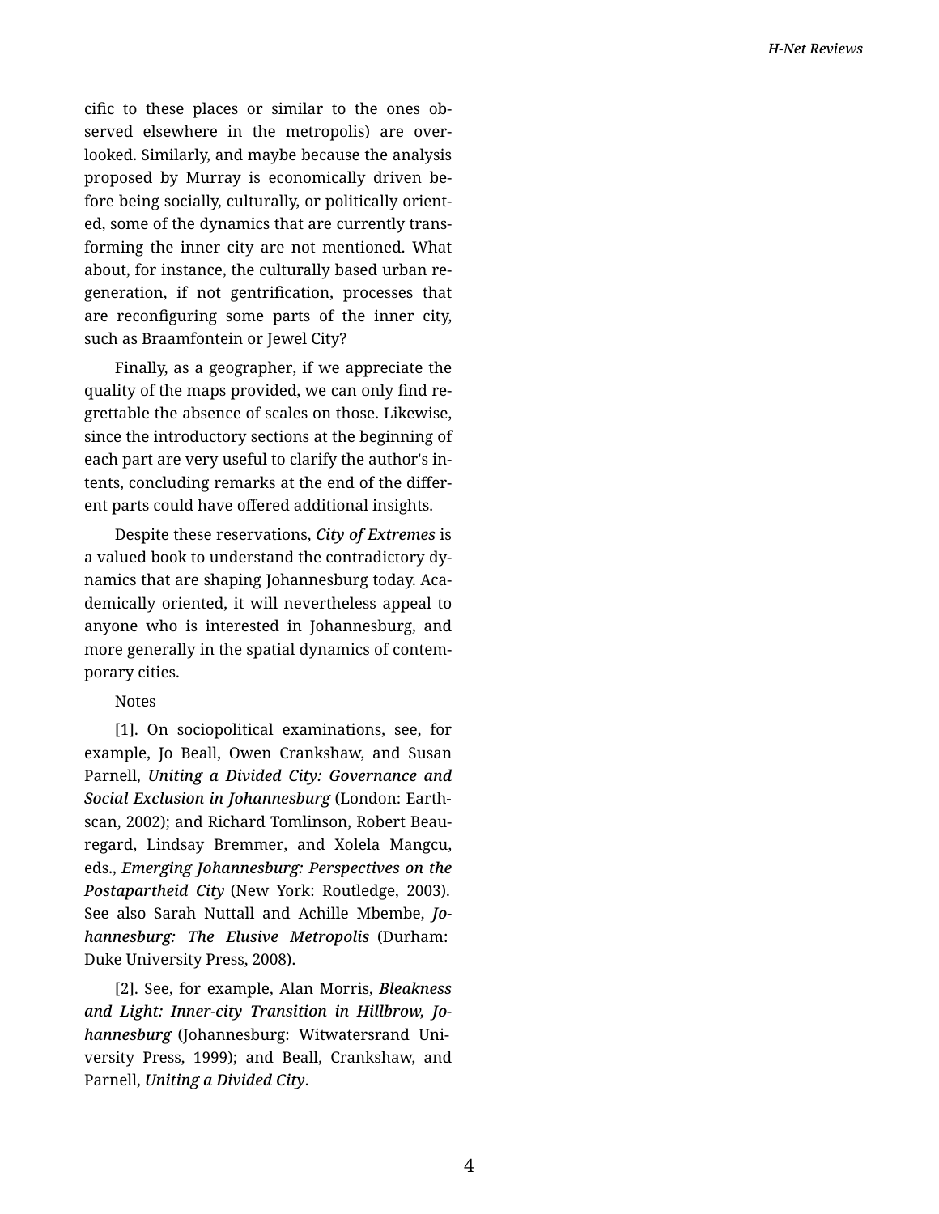cific to these places or similar to the ones observed elsewhere in the metropolis) are overlooked. Similarly, and maybe because the analysis proposed by Murray is economically driven before being socially, culturally, or politically oriented, some of the dynamics that are currently transforming the inner city are not mentioned. What about, for instance, the culturally based urban regeneration, if not gentrification, processes that are reconfiguring some parts of the inner city, such as Braamfontein or Jewel City?

Finally, as a geographer, if we appreciate the quality of the maps provided, we can only find regrettable the absence of scales on those. Likewise, since the introductory sections at the beginning of each part are very useful to clarify the author's intents, concluding remarks at the end of the different parts could have offered additional insights.

Despite these reservations, ***City of Extremes*** is a valued book to understand the contradictory dynamics that are shaping Johannesburg today. Academically oriented, it will nevertheless appeal to anyone who is interested in Johannesburg, and more generally in the spatial dynamics of contemporary cities.

Notes

[1]. On sociopolitical examinations, see, for example, Jo Beall, Owen Crankshaw, and Susan Parnell, ***Uniting a Divided City: Governance and Social Exclusion in Johannesburg*** (London: Earthscan, 2002); and Richard Tomlinson, Robert Beauregard, Lindsay Bremmer, and Xolela Mangcu, eds., ***Emerging Johannesburg: Perspectives on the Postapartheid City*** (New York: Routledge, 2003). See also Sarah Nuttall and Achille Mbembe, ***Johannesburg: The Elusive Metropolis*** (Durham: Duke University Press, 2008).

[2]. See, for example, Alan Morris, ***Bleakness and Light: Inner-city Transition in Hillbrow, Johannesburg*** (Johannesburg: Witwatersrand University Press, 1999); and Beall, Crankshaw, and Parnell, ***Uniting a Divided City***.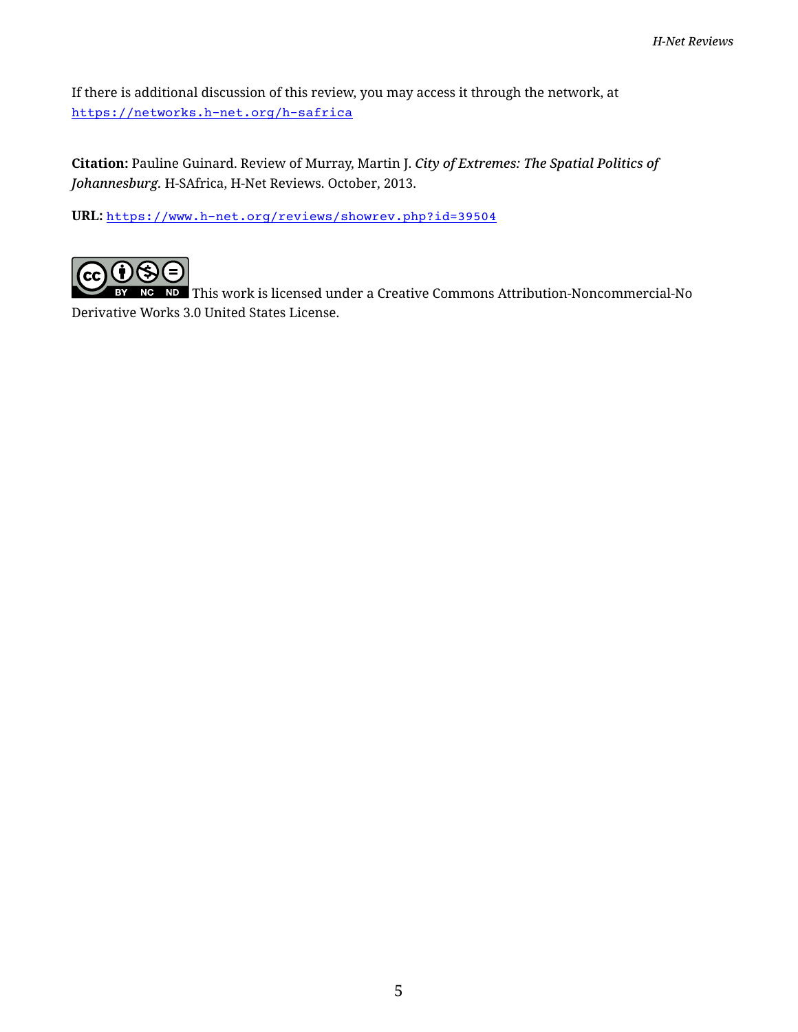If there is additional discussion of this review, you may access it through the network, at https://networks.h-net.org/h-safrica

**Citation:** Pauline Guinard. Review of Murray, Martin J. *City of Extremes: The Spatial Politics of Johannesburg.* H-SAfrica, H-Net Reviews. October, 2013.

**URL:** https://www.h-net.org/reviews/showrev.php?id=39504

This work is licensed under a Creative Commons Attribution-Noncommercial-No Derivative Works 3.0 United States License.